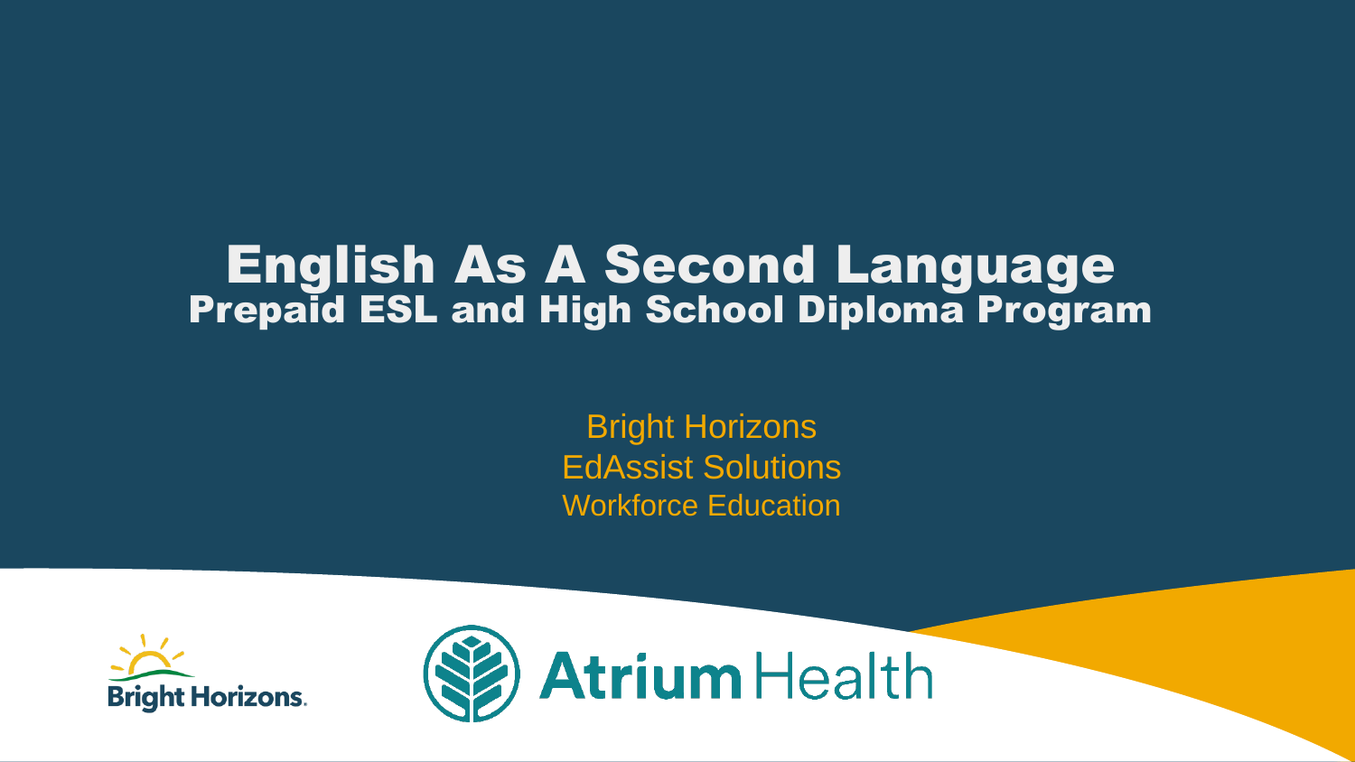# English As A Second Language

## Prepaid ESL and High School Diploma Program

Bright Horizons

EdAssist Solutions

Workforce Education

Bright Horizons.

Atrium Health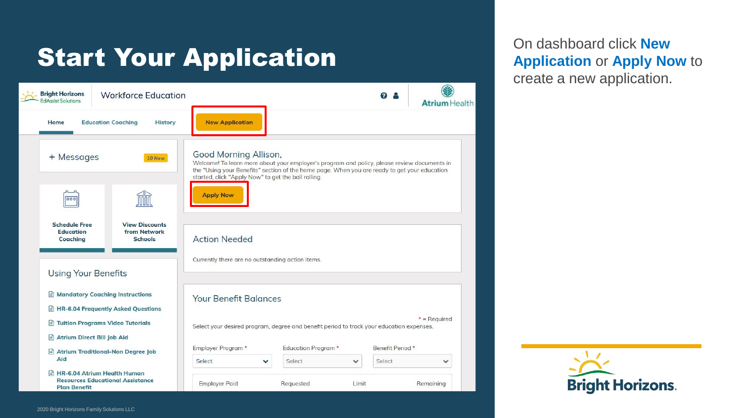# Start Your Application

Bright Horizons EdAssist Solutions | Workforce Education | Atrium Health

Home | Education Coaching | History | **New Application**

+ Messages 10 New

Schedule Free Education Coaching

View Discounts from Network Schools

## Using Your Benefits

- Mandatory Coaching Instructions
- HR-6.04 Frequently Asked Questions
- Tuition Programs Video Tutorials
- Atrium Direct Bill Job Aid
- Atrium Traditional-Non Degree Job Aid
- HR-6.04 Atrium Health Human Resources Educational Assistance Plan Benefit

Good Morning Allison,

Welcome! To learn more about your employer's program and policy, please review documents in the "Using your Benefits" section of the home page. When you are ready to get your education started, click "Apply Now" to get the ball rolling.

**Apply Now**

## Action Needed

Currently there are no outstanding action items.

## Your Benefit Balances

* = Required

Select your desired program, degree and benefit period to track your education expenses.

| Employer Program * | Education Program * | Benefit Period * |
| --- | --- | --- |
| Select | Select | Select |

| Employer Paid | Requested | Limit | Remaining |
| --- | --- | --- | --- |

On dashboard click **New Application** or **Apply Now** to create a new application.

Bright Horizons.

2020 Bright Horizons Family Solutions LLC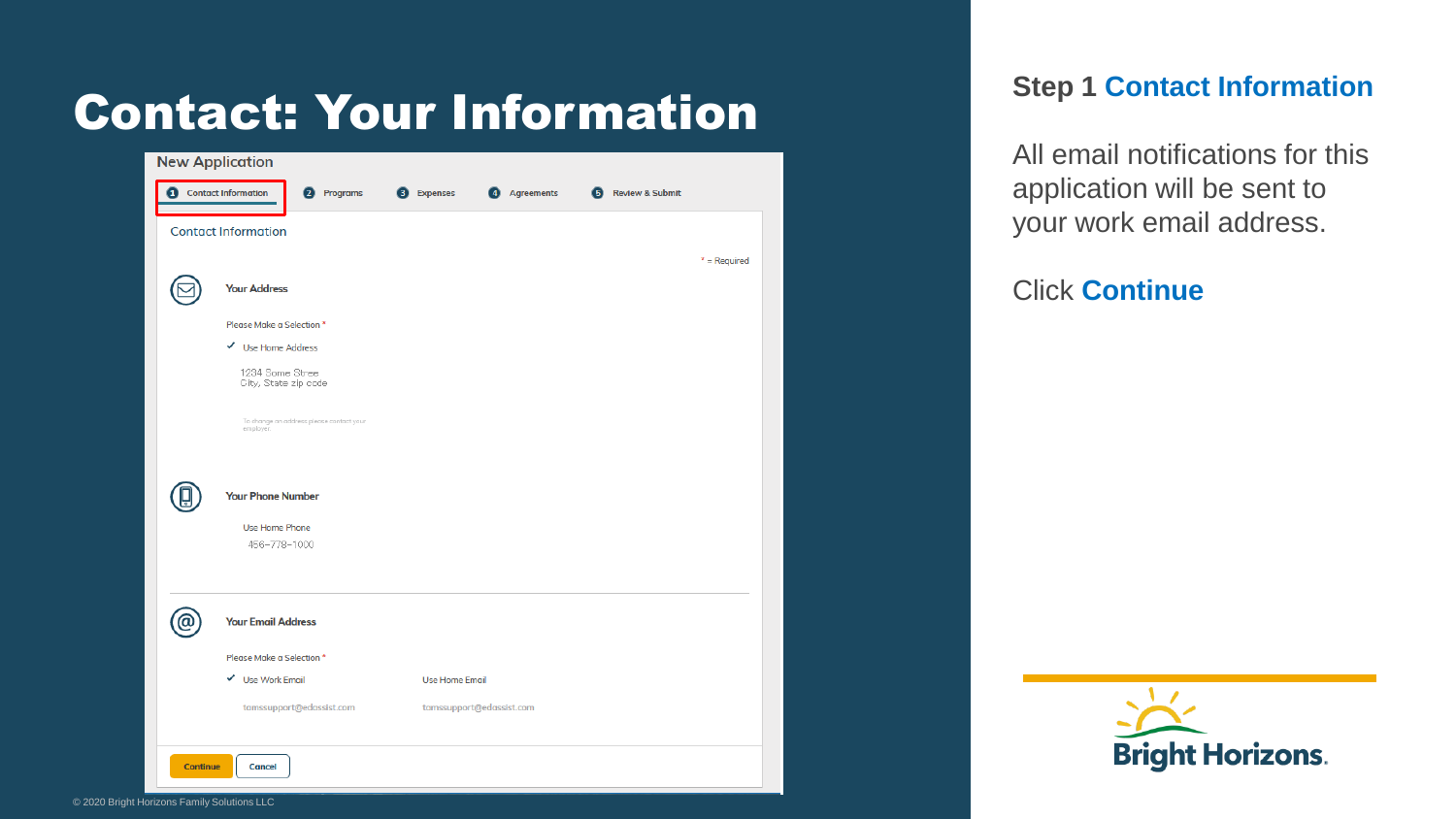# Contact: Your Information

## New Application

1 Contact Information | 2 Programs | 3 Expenses | 4 Agreements | 5 Review & Submit

### Contact Information

* = Required

**Your Address**

Please Make a Selection *

✓ Use Home Address

1234 Some Stree
City, State zip code

To change an address please contact your employer.

**Your Phone Number**

Use Home Phone

456-778-1000

**Your Email Address**

Please Make a Selection *

✓ Use Work Email — tamssupport@edassist.com

Use Home Email — tamssupport@edassist.com

Continue | Cancel

## Step 1 Contact Information

All email notifications for this application will be sent to your work email address.

Click **Continue**

Bright Horizons.

© 2020 Bright Horizons Family Solutions LLC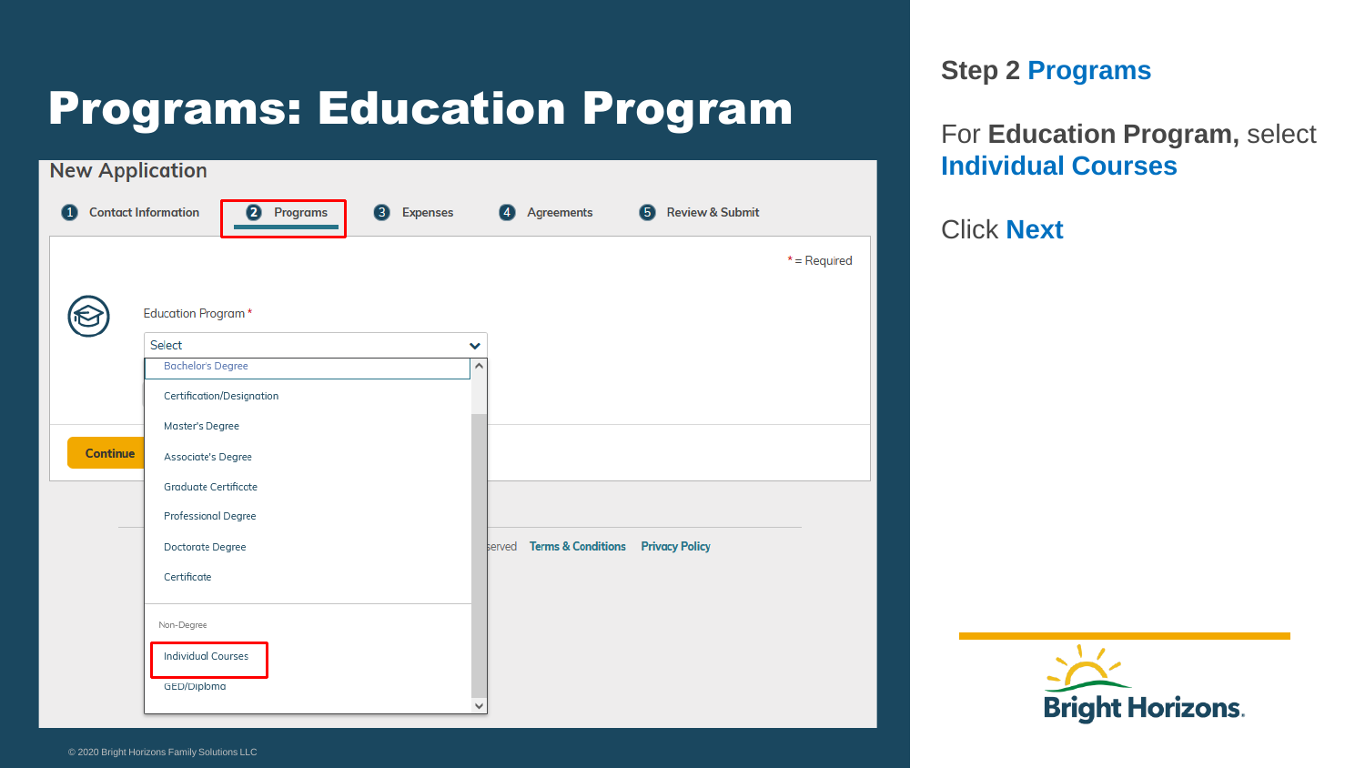# Programs: Education Program

New Application

1 Contact Information  2 Programs  3 Expenses  4 Agreements  5 Review & Submit

* = Required

Education Program *

Select

Bachelor's Degree
Certification/Designation
Master's Degree
Associate's Degree
Graduate Certificate
Professional Degree
Doctorate Degree
Certificate

Non-Degree

Individual Courses
GED/Diploma

Continue

served  Terms & Conditions  Privacy Policy

© 2020 Bright Horizons Family Solutions LLC

## Step 2 Programs

For **Education Program,** select **Individual Courses**

Click **Next**

Bright Horizons.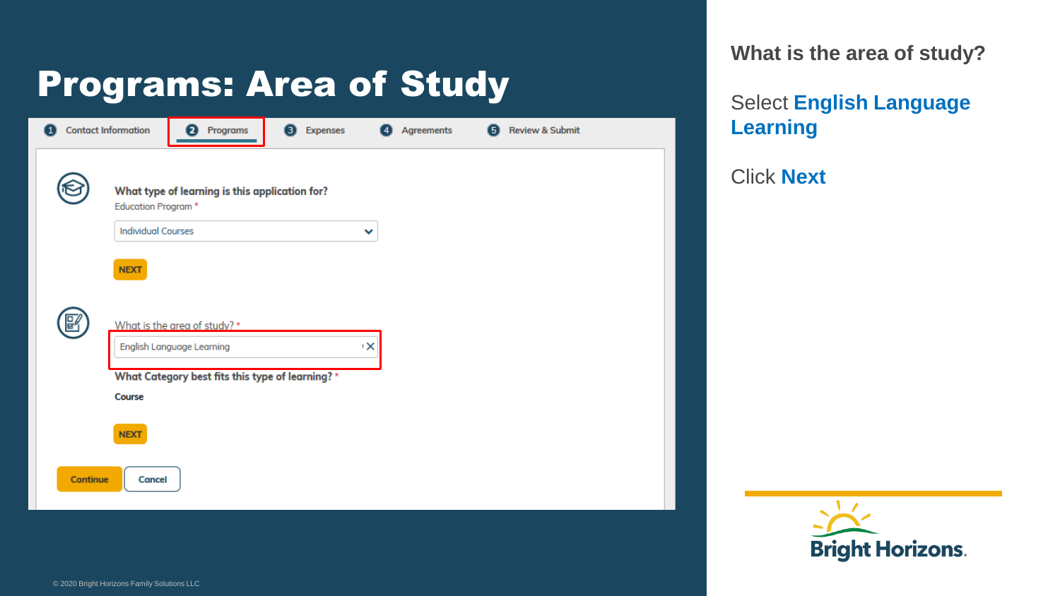# Programs: Area of Study

1 Contact Information | 2 Programs | 3 Expenses | 4 Agreements | 5 Review & Submit

What type of learning is this application for?

Education Program *

Individual Courses

NEXT

What is the area of study? *

English Language Learning

What Category best fits this type of learning? *

Course

NEXT

Continue | Cancel

**What is the area of study?**

Select **English Language Learning**

Click **Next**

Bright Horizons.

© 2020 Bright Horizons Family Solutions LLC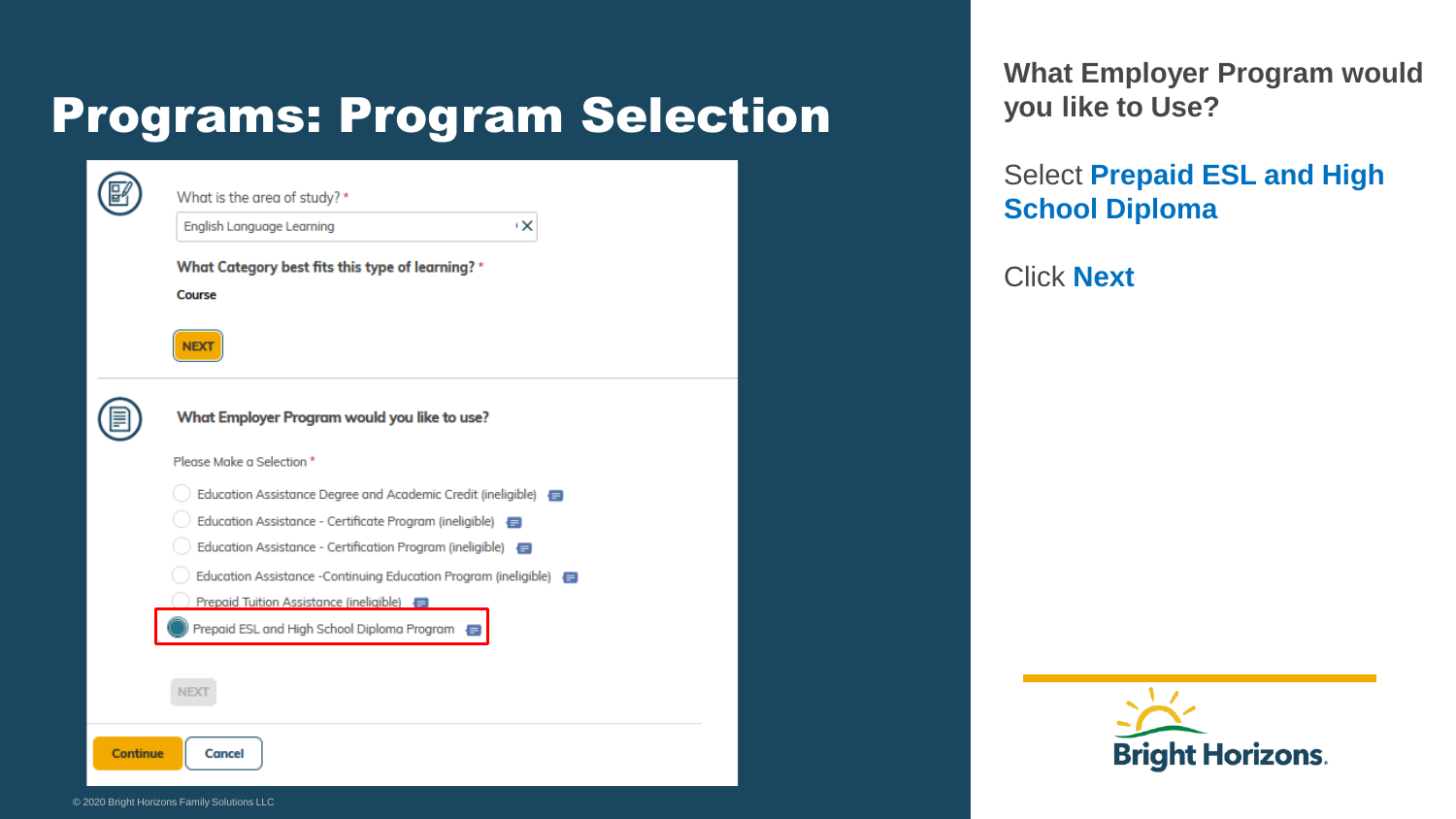# Programs: Program Selection

What is the area of study? *

English Language Learning

**What Category best fits this type of learning? ***

**Course**

NEXT

**What Employer Program would you like to use?**

Please Make a Selection *

- Education Assistance Degree and Academic Credit (ineligible)
- Education Assistance - Certificate Program (ineligible)
- Education Assistance - Certification Program (ineligible)
- Education Assistance -Continuing Education Program (ineligible)
- Prepaid Tuition Assistance (ineligible)
- Prepaid ESL and High School Diploma Program

NEXT

Continue Cancel

## What Employer Program would you like to Use?

Select **Prepaid ESL and High School Diploma**

Click **Next**

Bright Horizons.

© 2020 Bright Horizons Family Solutions LLC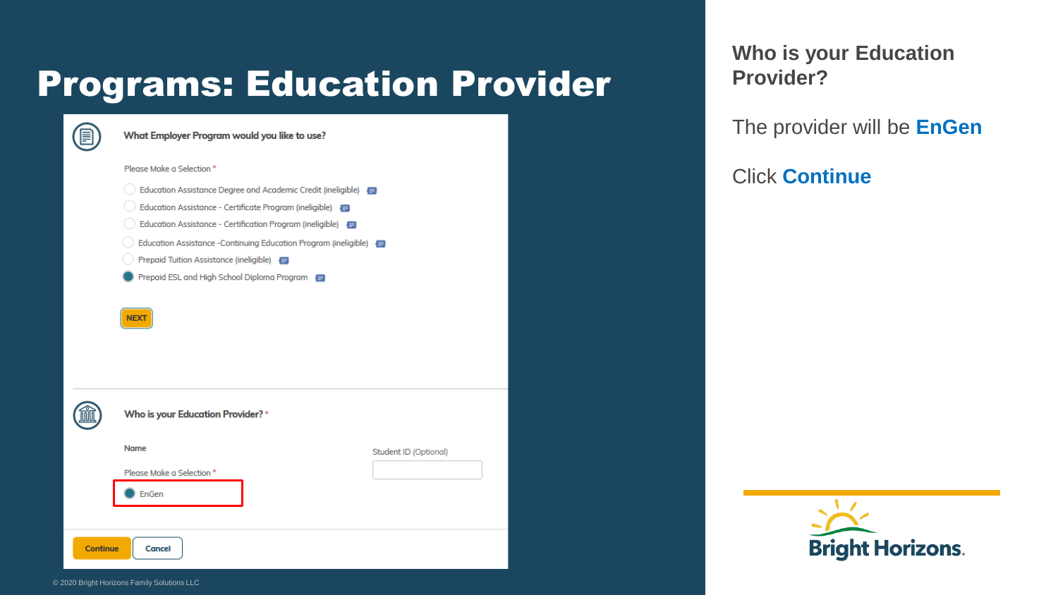# Programs: Education Provider

**What Employer Program would you like to use?**

Please Make a Selection *

- Education Assistance Degree and Academic Credit (ineligible)
- Education Assistance - Certificate Program (ineligible)
- Education Assistance - Certification Program (ineligible)
- Education Assistance -Continuing Education Program (ineligible)
- Prepaid Tuition Assistance (ineligible)
- Prepaid ESL and High School Diploma Program

NEXT

**Who is your Education Provider?** *

Name

Please Make a Selection *

- EnGen

Student ID (Optional)

Continue | Cancel

© 2020 Bright Horizons Family Solutions LLC

## Who is your Education Provider?

The provider will be **EnGen**

Click **Continue**

Bright Horizons.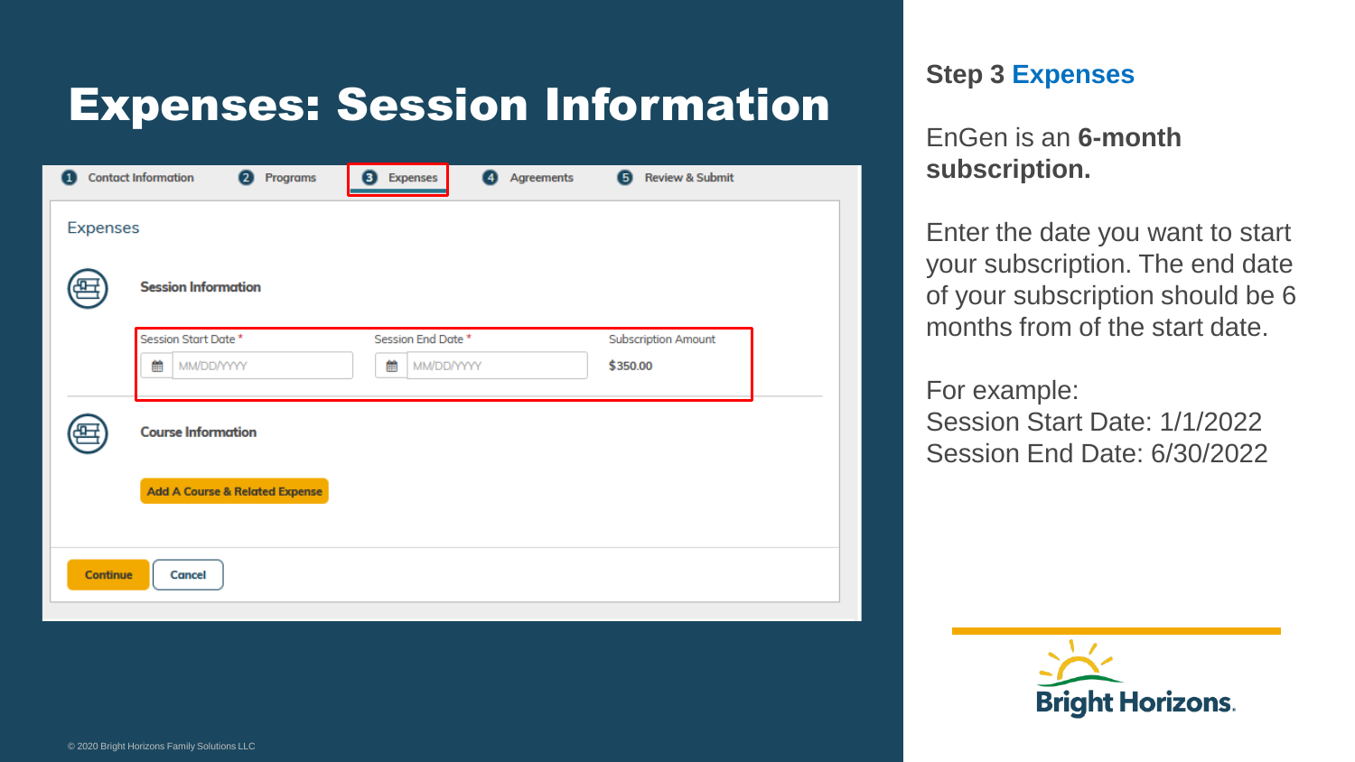# Expenses: Session Information

1 Contact Information   2 Programs   3 Expenses   4 Agreements   5 Review & Submit

Expenses

Session Information

| Session Start Date * | Session End Date * | Subscription Amount |
|---|---|---|
| MM/DD/YYYY | MM/DD/YYYY | $350.00 |

Course Information

Add A Course & Related Expense

Continue   Cancel

## Step 3 Expenses

EnGen is an **6-month subscription.**

Enter the date you want to start your subscription. The end date of your subscription should be 6 months from of the start date.

For example:
Session Start Date: 1/1/2022
Session End Date: 6/30/2022

Bright Horizons.

© 2020 Bright Horizons Family Solutions LLC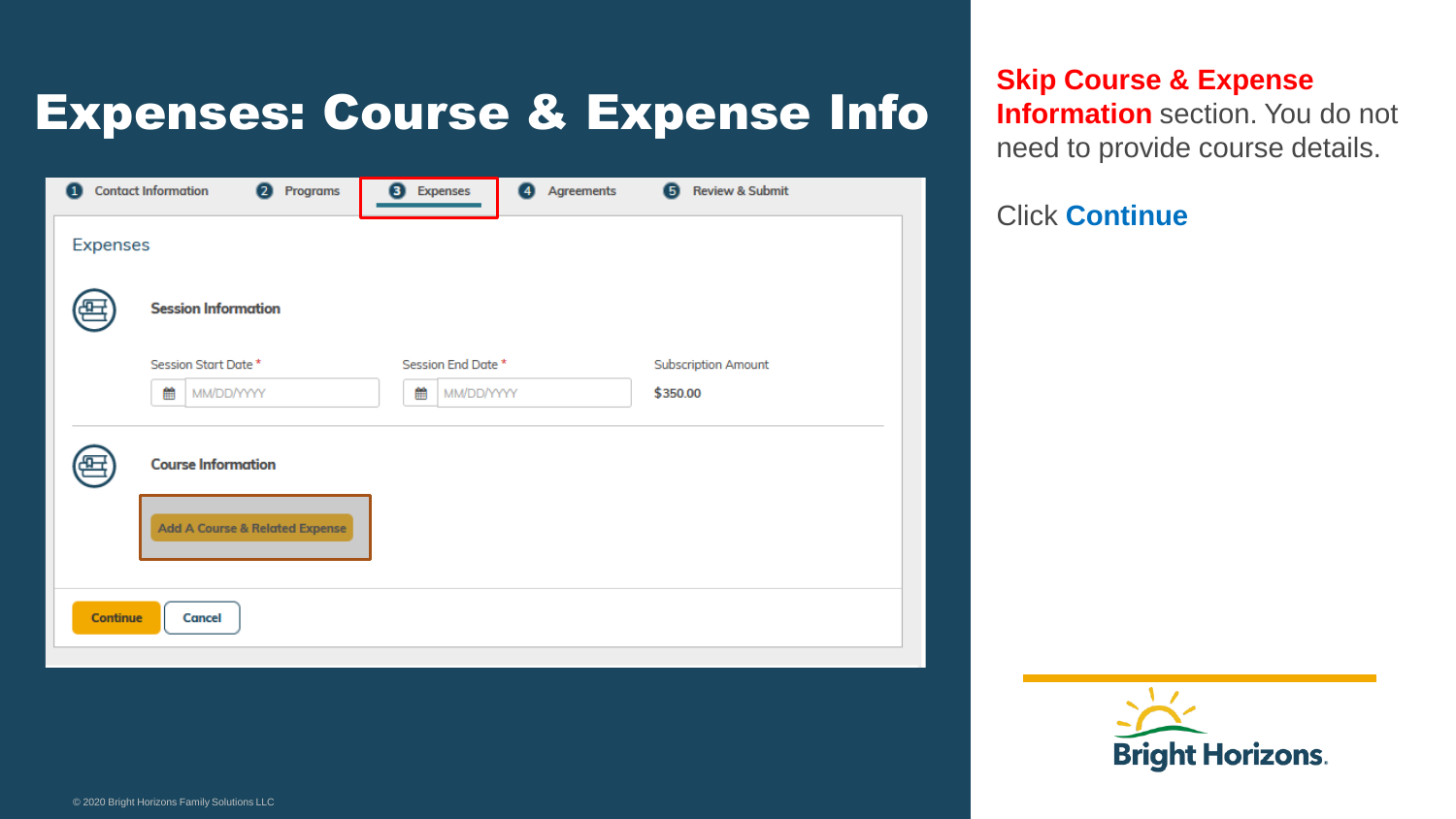# Expenses: Course & Expense Info

1 Contact Information | 2 Programs | 3 Expenses | 4 Agreements | 5 Review & Submit

Expenses

**Session Information**

Session Start Date * MM/DD/YYYY

Session End Date * MM/DD/YYYY

Subscription Amount $350.00

**Course Information**

Add A Course & Related Expense

Continue | Cancel

**Skip Course & Expense Information** section. You do not need to provide course details.

Click **Continue**

Bright Horizons.

© 2020 Bright Horizons Family Solutions LLC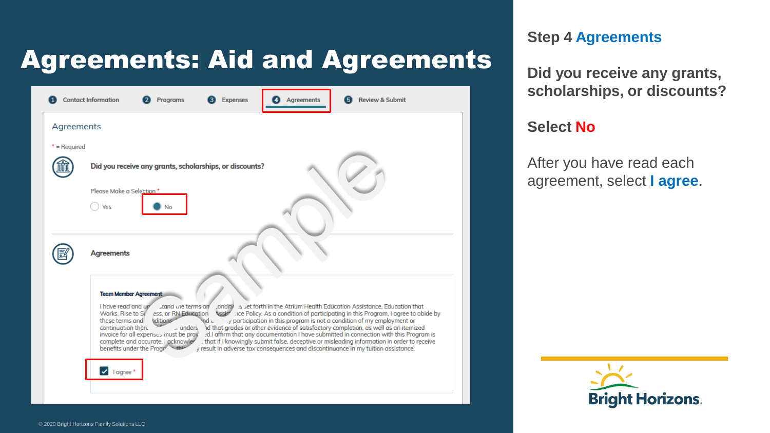# Agreements: Aid and Agreements

1 Contact Information  2 Programs  3 Expenses  4 Agreements  5 Review & Submit

Agreements

* = Required

Did you receive any grants, scholarships, or discounts?

Please Make a Selection *

Yes  No

Agreements

Team Member Agreement

I have read and understand the terms and conditions set forth in the Atrium Health Education Assistance, Education that Works, Rise to Success, or RN Education Assistance Policy. As a condition of participating in this Program, I agree to abide by these terms and conditions and understand my participation in this program is not a condition of my employment or continuation thereof. I understand that grades or other evidence of satisfactory completion, as well as an itemized invoice for all expenses must be provided. I affirm that any documentation I have submitted in connection with this Program is complete and accurate. I acknowledge that if I knowingly submit false, deceptive or misleading information in order to receive benefits under the Program this may result in adverse tax consequences and discontinuance in my tuition assistance.

I agree *

Step 4 **Agreements**

**Did you receive any grants, scholarships, or discounts?**

**Select No**

After you have read each agreement, select **I agree**.

Bright Horizons.

© 2020 Bright Horizons Family Solutions LLC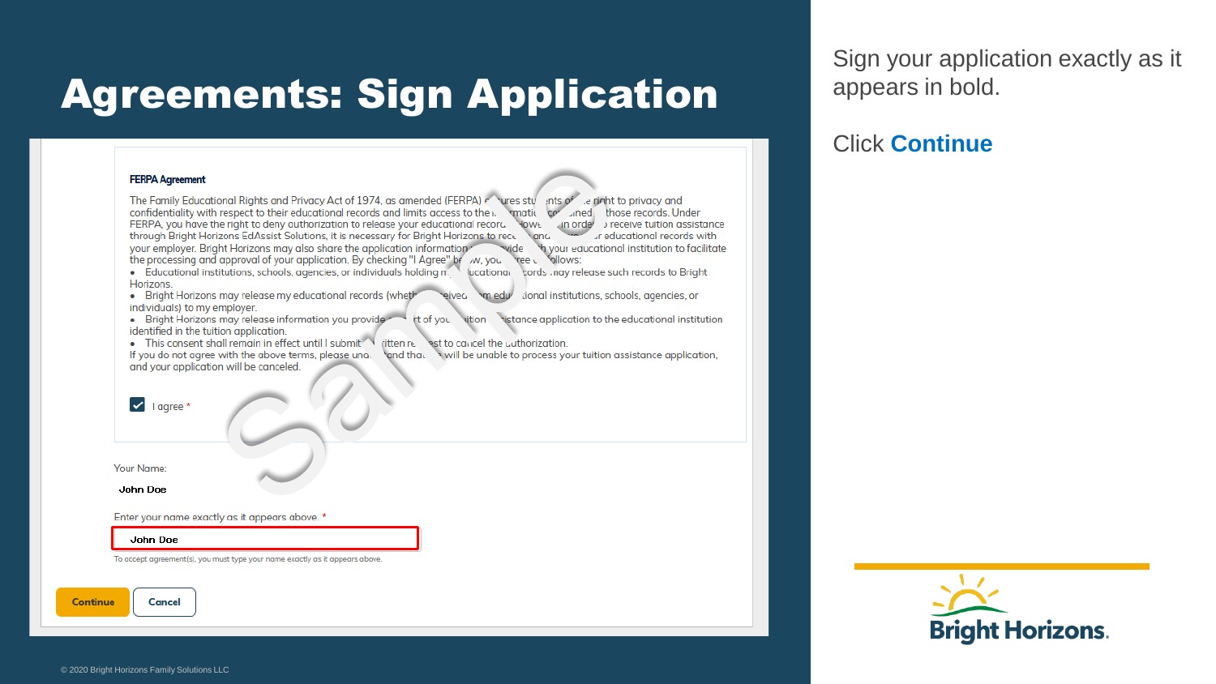# Agreements: Sign Application

**FERPA Agreement**

The Family Educational Rights and Privacy Act of 1974, as amended (FERPA) ensures students of the right to privacy and confidentiality with respect to their educational records and limits access to the information contained in those records. Under FERPA, you have the right to deny authorization to release your educational records. However, in order to receive tuition assistance through Bright Horizons EdAssist Solutions, it is necessary for Bright Horizons to receive and share your educational records with your employer. Bright Horizons may also share the application information you provide with your educational institution to facilitate the processing and approval of your application. By checking "I Agree" below, you agree as follows:

- Educational institutions, schools, agencies, or individuals holding my educational records may release such records to Bright Horizons.
- Bright Horizons may release my educational records (whether received from educational institutions, schools, agencies, or individuals) to my employer.
- Bright Horizons may release information you provide as part of your tuition assistance application to the educational institution identified in the tuition application.
- This consent shall remain in effect until I submit a written request to cancel the authorization.

If you do not agree with the above terms, please uncheck and that we will be unable to process your tuition assistance application, and your application will be canceled.

☑ I agree *

Your Name:

John Doe

Enter your name exactly as it appears above. *

John Doe

To accept agreement(s), you must type your name exactly as it appears above.

Continue | Cancel

Sign your application exactly as it appears in bold.

Click **Continue**

Bright Horizons.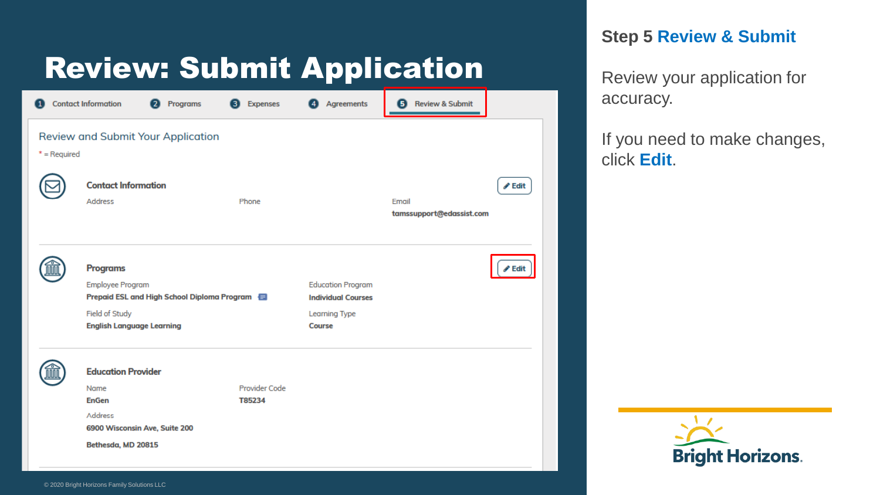# Review: Submit Application

1 Contact Information | 2 Programs | 3 Expenses | 4 Agreements | 5 Review & Submit

## Review and Submit Your Application

* = Required

### Contact Information

Edit

Address

Phone

Email
**tamssupport@edassist.com**

### Programs

Edit

Employee Program
**Prepaid ESL and High School Diploma Program**

Education Program
**Individual Courses**

Field of Study
**English Language Learning**

Learning Type
**Course**

### Education Provider

Name
**EnGen**

Provider Code
**T85234**

Address
**6900 Wisconsin Ave, Suite 200**

**Bethesda, MD 20815**

## Step 5 Review & Submit

Review your application for accuracy.

If you need to make changes, click **Edit**.

Bright Horizons.

© 2020 Bright Horizons Family Solutions LLC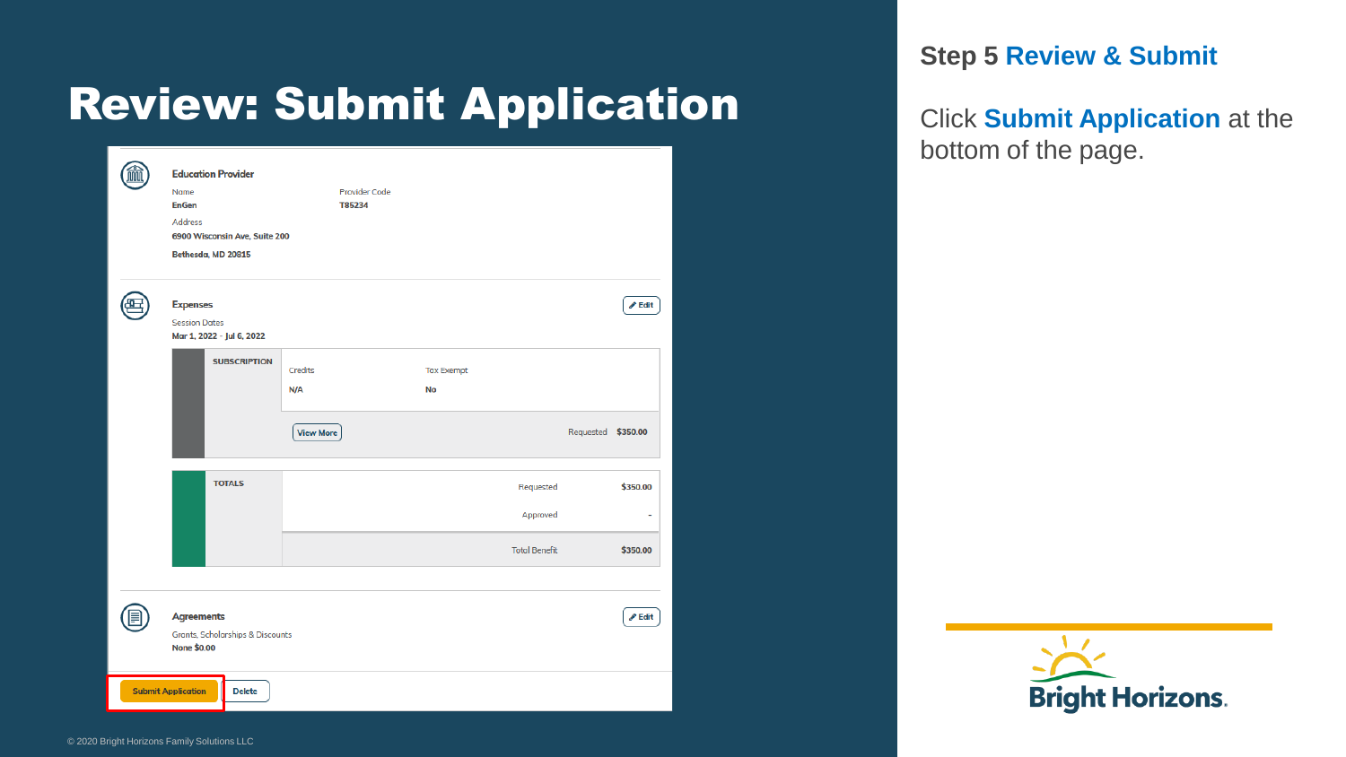# Review: Submit Application

**Education Provider**

Name
EnGen

Provider Code
T85234

Address
6900 Wisconsin Ave, Suite 200

Bethesda, MD 20815

**Expenses**

Edit

Session Dates
Mar 1, 2022 - Jul 6, 2022

| | | |
|---|---|---|
| SUBSCRIPTION | Credits: N/A | Tax Exempt: No |
| | View More | Requested $350.00 |

| | | |
|---|---|---|
| TOTALS | Requested | $350.00 |
| | Approved | - |
| | Total Benefit | $350.00 |

**Agreements**

Edit

Grants, Scholarships & Discounts
None $0.00

Submit Application | Delete

## Step 5 Review & Submit

Click **Submit Application** at the bottom of the page.

Bright Horizons.

© 2020 Bright Horizons Family Solutions LLC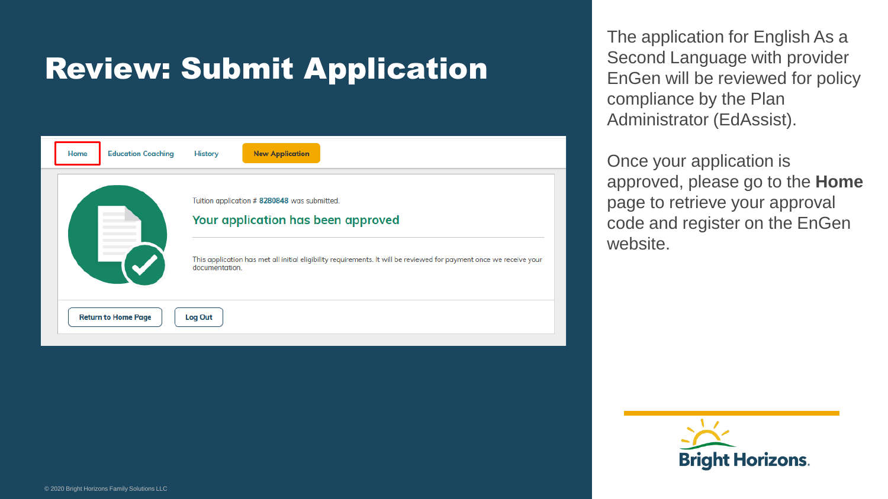# Review: Submit Application

Home | Education Coaching | History | New Application

Tuition application # 8280848 was submitted.

**Your application has been approved**

This application has met all initial eligibility requirements. It will be reviewed for payment once we receive your documentation.

Return to Home Page | Log Out

The application for English As a Second Language with provider EnGen will be reviewed for policy compliance by the Plan Administrator (EdAssist).

Once your application is approved, please go to the **Home** page to retrieve your approval code and register on the EnGen website.

© 2020 Bright Horizons Family Solutions LLC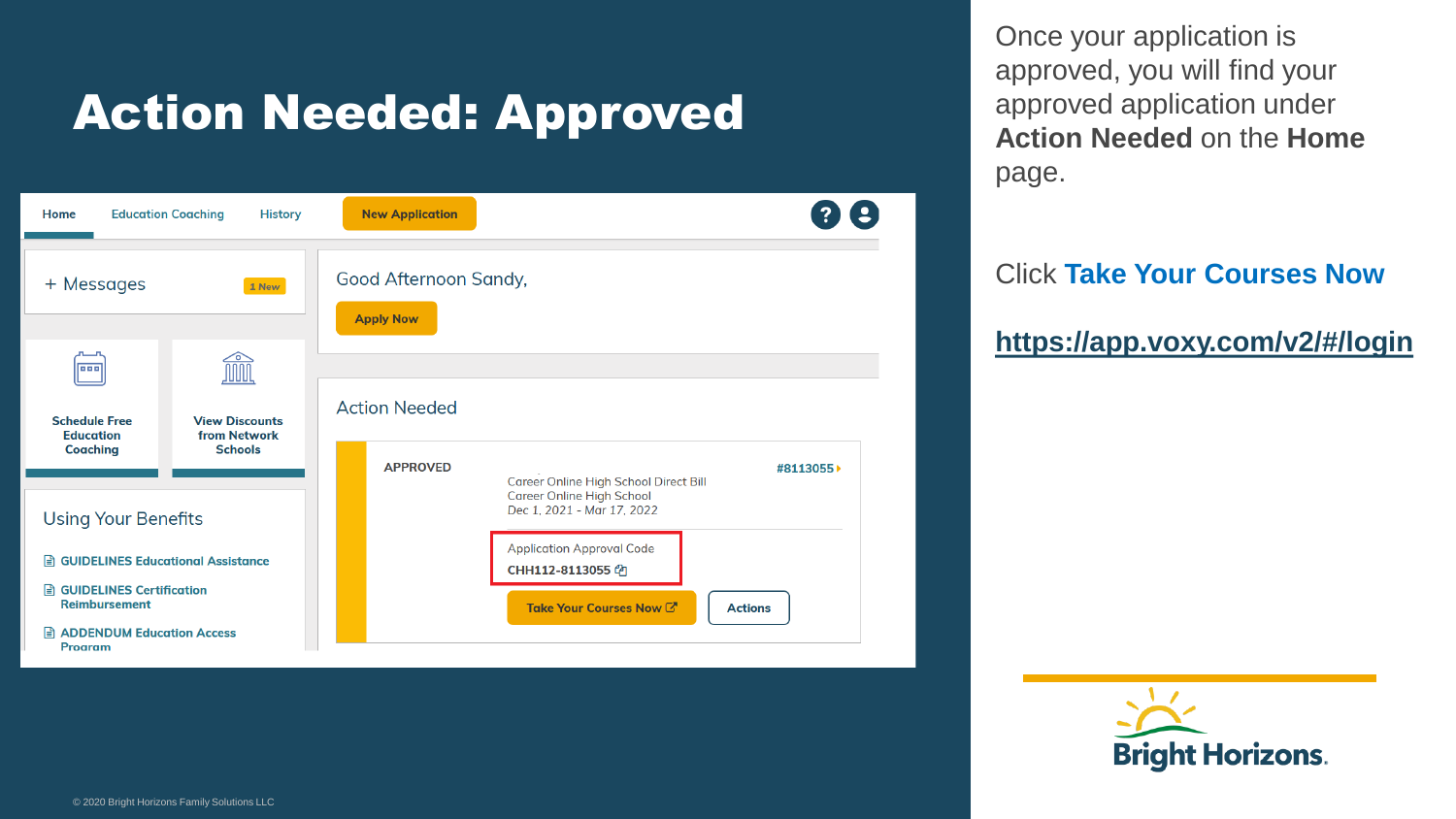# Action Needed: Approved

Home | Education Coaching | History | New Application

+ Messages 1 New

Schedule Free Education Coaching

View Discounts from Network Schools

Using Your Benefits

- GUIDELINES Educational Assistance
- GUIDELINES Certification Reimbursement
- ADDENDUM Education Access Program

Good Afternoon Sandy,

Apply Now

Action Needed

APPROVED

#8113055

Career Online High School Direct Bill
Career Online High School
Dec 1, 2021 - Mar 17, 2022

Application Approval Code
CHH112-8113055

Take Your Courses Now | Actions

Once your application is approved, you will find your approved application under **Action Needed** on the **Home** page.

Click **Take Your Courses Now**

**https://app.voxy.com/v2/#/login**

Bright Horizons.

© 2020 Bright Horizons Family Solutions LLC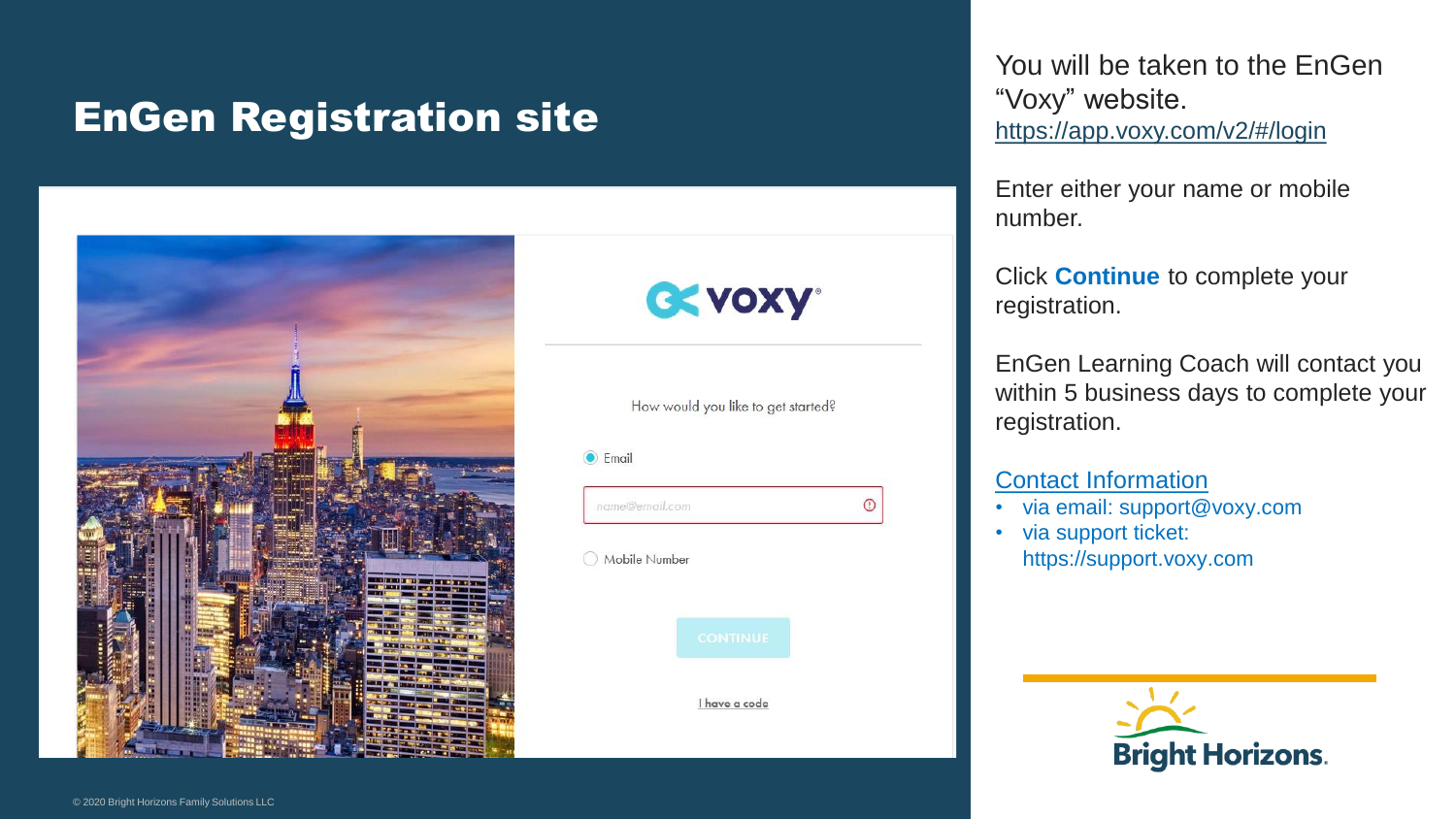# EnGen Registration site

You will be taken to the EnGen "Voxy" website. https://app.voxy.com/v2/#/login

Enter either your name or mobile number.

Click **Continue** to complete your registration.

EnGen Learning Coach will contact you within 5 business days to complete your registration.

Contact Information

- via email: support@voxy.com
- via support ticket: https://support.voxy.com

© 2020 Bright Horizons Family Solutions LLC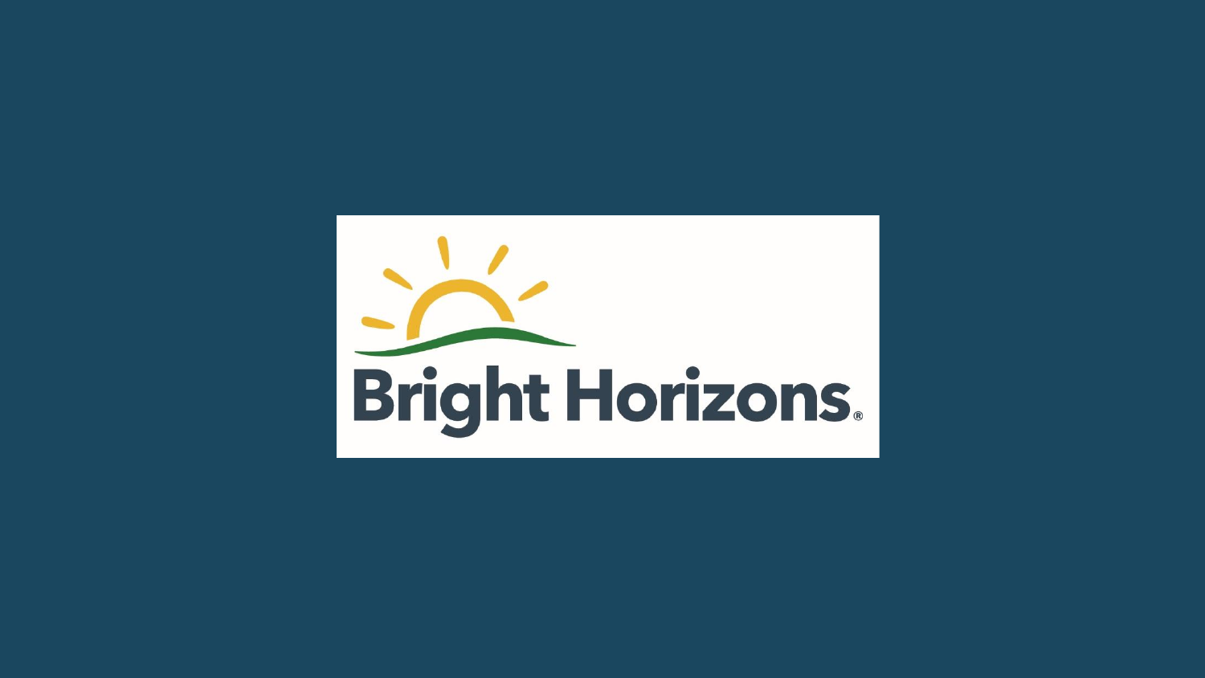Bright Horizons®